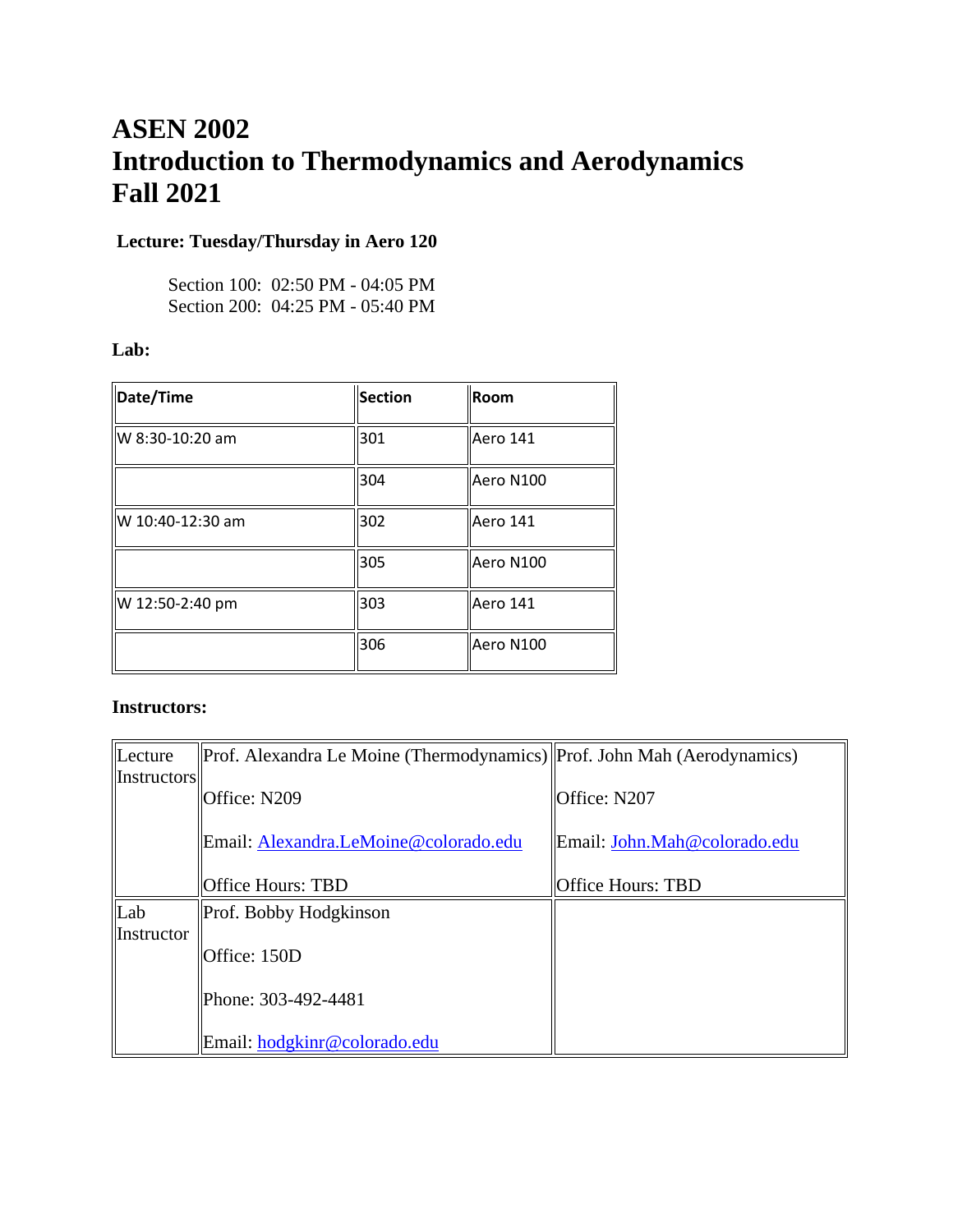# ASEN 2002
# Introduction to Thermodynamics and Aerodynamics
# Fall 2021

**Lecture: Tuesday/Thursday in Aero 120**

Section 100: 02:50 PM - 04:05 PM
Section 200: 04:25 PM - 05:40 PM

**Lab:**

| Date/Time | Section | Room |
|---|---|---|
| W 8:30-10:20 am | 301 | Aero 141 |
| | 304 | Aero N100 |
| W 10:40-12:30 am | 302 | Aero 141 |
| | 305 | Aero N100 |
| W 12:50-2:40 pm | 303 | Aero 141 |
| | 306 | Aero N100 |

**Instructors:**

| | | |
|---|---|---|
| Lecture Instructors | Prof. Alexandra Le Moine (Thermodynamics)<br><br>Office: N209<br><br>Email: Alexandra.LeMoine@colorado.edu<br><br>Office Hours: TBD | Prof. John Mah (Aerodynamics)<br><br>Office: N207<br><br>Email: John.Mah@colorado.edu<br><br>Office Hours: TBD |
| Lab Instructor | Prof. Bobby Hodgkinson<br><br>Office: 150D<br><br>Phone: 303-492-4481<br><br>Email: hodgkinr@colorado.edu | |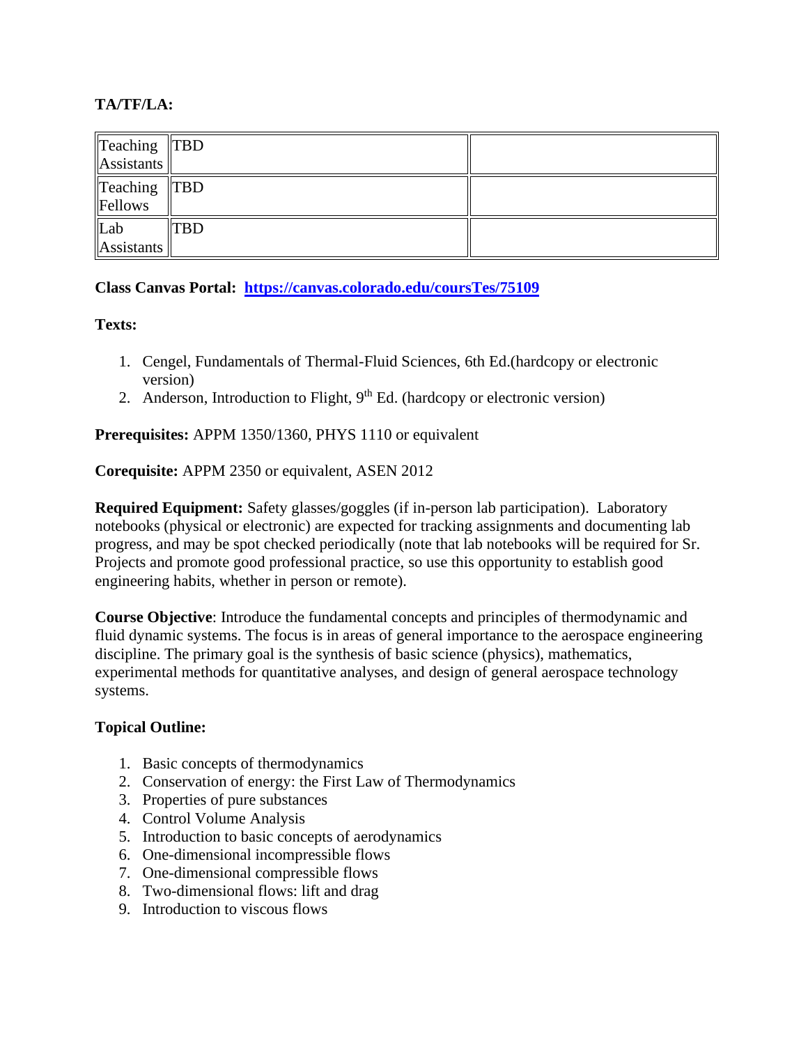**TA/TF/LA:**

| | | |
|---|---|---|
| Teaching Assistants | TBD | |
| Teaching Fellows | TBD | |
| Lab Assistants | TBD | |

**Class Canvas Portal:** [https://canvas.colorado.edu/coursTes/75109](https://canvas.colorado.edu/coursTes/75109)

**Texts:**

1. Cengel, Fundamentals of Thermal-Fluid Sciences, 6th Ed.(hardcopy or electronic version)
2. Anderson, Introduction to Flight, 9th Ed. (hardcopy or electronic version)

**Prerequisites:** APPM 1350/1360, PHYS 1110 or equivalent

**Corequisite:** APPM 2350 or equivalent, ASEN 2012

**Required Equipment:** Safety glasses/goggles (if in-person lab participation). Laboratory notebooks (physical or electronic) are expected for tracking assignments and documenting lab progress, and may be spot checked periodically (note that lab notebooks will be required for Sr. Projects and promote good professional practice, so use this opportunity to establish good engineering habits, whether in person or remote).

**Course Objective**: Introduce the fundamental concepts and principles of thermodynamic and fluid dynamic systems. The focus is in areas of general importance to the aerospace engineering discipline. The primary goal is the synthesis of basic science (physics), mathematics, experimental methods for quantitative analyses, and design of general aerospace technology systems.

**Topical Outline:**

1. Basic concepts of thermodynamics
2. Conservation of energy: the First Law of Thermodynamics
3. Properties of pure substances
4. Control Volume Analysis
5. Introduction to basic concepts of aerodynamics
6. One-dimensional incompressible flows
7. One-dimensional compressible flows
8. Two-dimensional flows: lift and drag
9. Introduction to viscous flows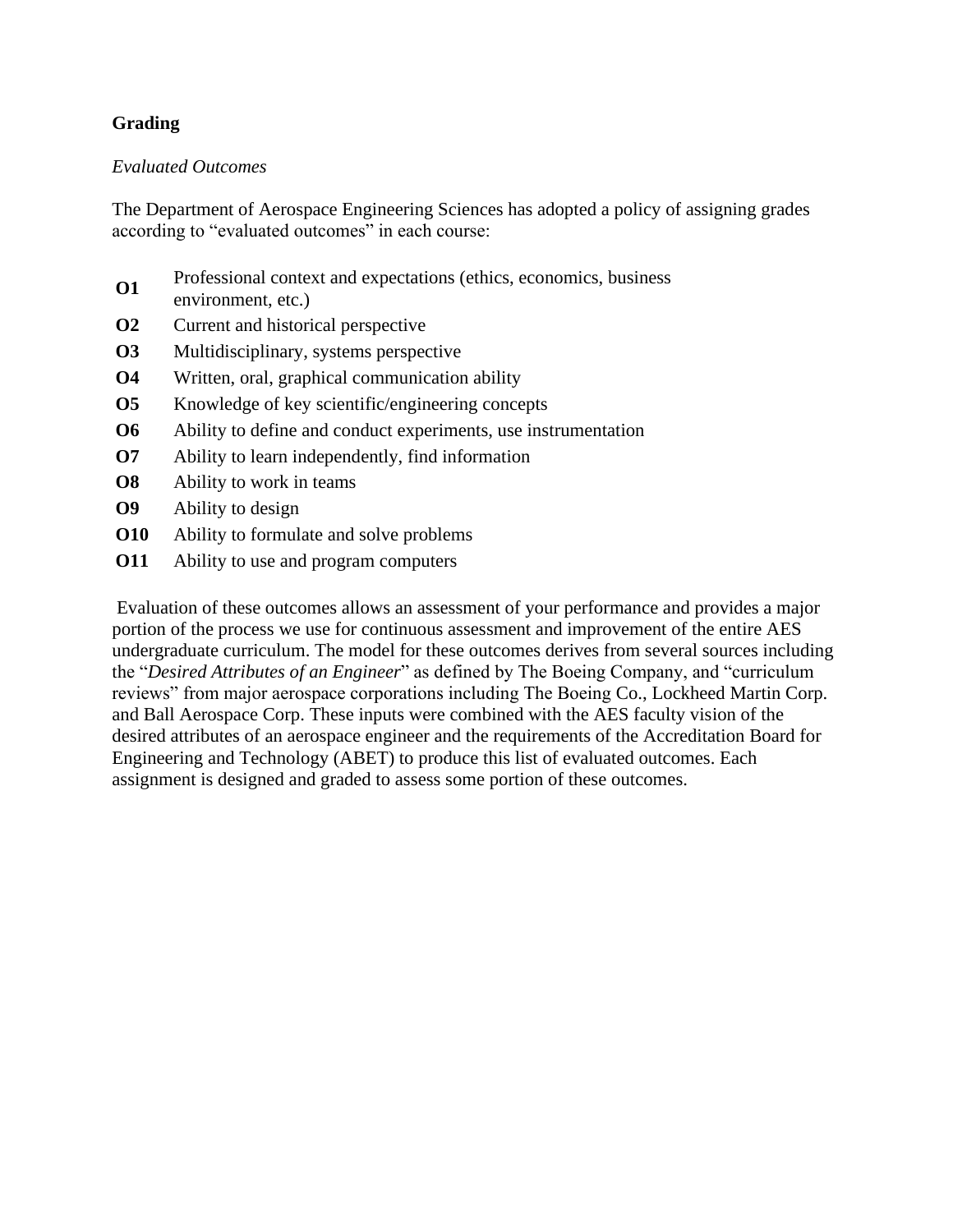**Grading**

*Evaluated Outcomes*

The Department of Aerospace Engineering Sciences has adopted a policy of assigning grades according to "evaluated outcomes" in each course:

| | |
|---|---|
| **O1** | Professional context and expectations (ethics, economics, business environment, etc.) |
| **O2** | Current and historical perspective |
| **O3** | Multidisciplinary, systems perspective |
| **O4** | Written, oral, graphical communication ability |
| **O5** | Knowledge of key scientific/engineering concepts |
| **O6** | Ability to define and conduct experiments, use instrumentation |
| **O7** | Ability to learn independently, find information |
| **O8** | Ability to work in teams |
| **O9** | Ability to design |
| **O10** | Ability to formulate and solve problems |
| **O11** | Ability to use and program computers |

Evaluation of these outcomes allows an assessment of your performance and provides a major portion of the process we use for continuous assessment and improvement of the entire AES undergraduate curriculum. The model for these outcomes derives from several sources including the "*Desired Attributes of an Engineer*" as defined by The Boeing Company, and "curriculum reviews" from major aerospace corporations including The Boeing Co., Lockheed Martin Corp. and Ball Aerospace Corp. These inputs were combined with the AES faculty vision of the desired attributes of an aerospace engineer and the requirements of the Accreditation Board for Engineering and Technology (ABET) to produce this list of evaluated outcomes. Each assignment is designed and graded to assess some portion of these outcomes.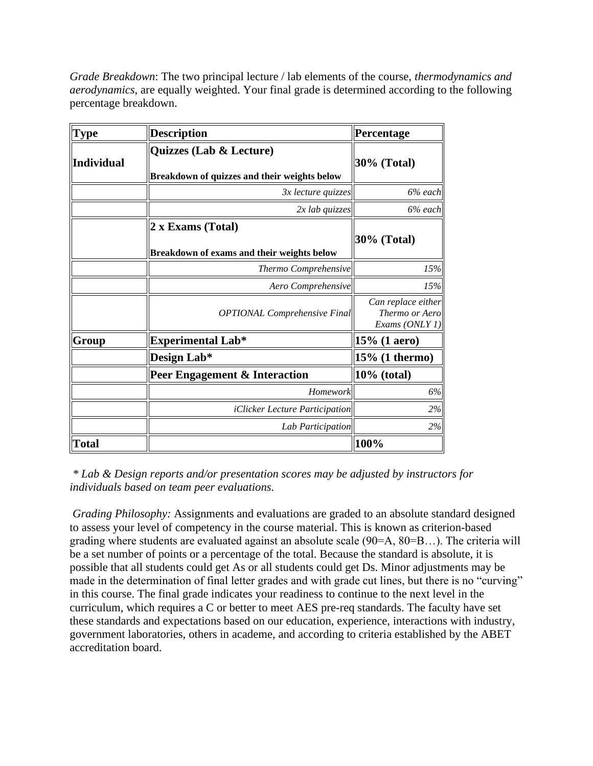*Grade Breakdown*: The two principal lecture / lab elements of the course, *thermodynamics and aerodynamics*, are equally weighted. Your final grade is determined according to the following percentage breakdown.

| **Type** | **Description** | **Percentage** |
|---|---|---|
| **Individual** | **Quizzes (Lab & Lecture)**<br>**Breakdown of quizzes and their weights below** | **30% (Total)** |
| | *3x lecture quizzes* | *6% each* |
| | *2x lab quizzes* | *6% each* |
| | **2 x Exams (Total)**<br>**Breakdown of exams and their weights below** | **30% (Total)** |
| | *Thermo Comprehensive* | *15%* |
| | *Aero Comprehensive* | *15%* |
| | *OPTIONAL Comprehensive Final* | *Can replace either Thermo or Aero Exams (ONLY 1)* |
| **Group** | **Experimental Lab*** | **15% (1 aero)** |
| | **Design Lab*** | **15% (1 thermo)** |
| | **Peer Engagement & Interaction** | **10% (total)** |
| | *Homework* | *6%* |
| | *iClicker Lecture Participation* | *2%* |
| | *Lab Participation* | *2%* |
| **Total** | | **100%** |

*\* Lab & Design reports and/or presentation scores may be adjusted by instructors for individuals based on team peer evaluations.*

*Grading Philosophy:* Assignments and evaluations are graded to an absolute standard designed to assess your level of competency in the course material. This is known as criterion-based grading where students are evaluated against an absolute scale (90=A, 80=B…). The criteria will be a set number of points or a percentage of the total. Because the standard is absolute, it is possible that all students could get As or all students could get Ds. Minor adjustments may be made in the determination of final letter grades and with grade cut lines, but there is no "curving" in this course. The final grade indicates your readiness to continue to the next level in the curriculum, which requires a C or better to meet AES pre-req standards. The faculty have set these standards and expectations based on our education, experience, interactions with industry, government laboratories, others in academe, and according to criteria established by the ABET accreditation board.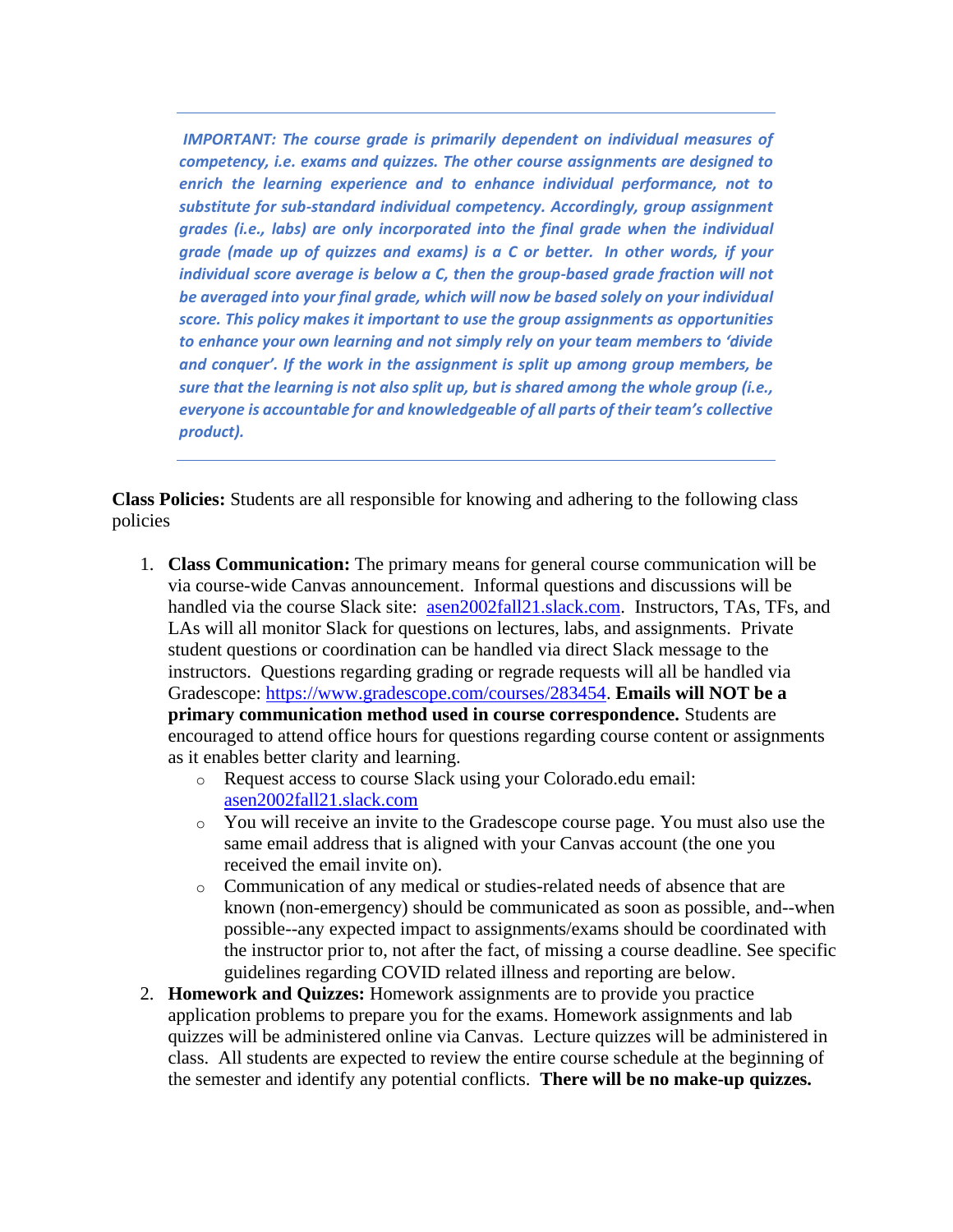---

***IMPORTANT: The course grade is primarily dependent on individual measures of competency, i.e. exams and quizzes. The other course assignments are designed to enrich the learning experience and to enhance individual performance, not to substitute for sub-standard individual competency. Accordingly, group assignment grades (i.e., labs) are only incorporated into the final grade when the individual grade (made up of quizzes and exams) is a C or better. In other words, if your individual score average is below a C, then the group-based grade fraction will not be averaged into your final grade, which will now be based solely on your individual score. This policy makes it important to use the group assignments as opportunities to enhance your own learning and not simply rely on your team members to 'divide and conquer'. If the work in the assignment is split up among group members, be sure that the learning is not also split up, but is shared among the whole group (i.e., everyone is accountable for and knowledgeable of all parts of their team's collective product).***

---

**Class Policies:** Students are all responsible for knowing and adhering to the following class policies

1. **Class Communication:** The primary means for general course communication will be via course-wide Canvas announcement. Informal questions and discussions will be handled via the course Slack site: [asen2002fall21.slack.com](asen2002fall21.slack.com). Instructors, TAs, TFs, and LAs will all monitor Slack for questions on lectures, labs, and assignments. Private student questions or coordination can be handled via direct Slack message to the instructors. Questions regarding grading or regrade requests will all be handled via Gradescope: [https://www.gradescope.com/courses/283454](https://www.gradescope.com/courses/283454). **Emails will NOT be a primary communication method used in course correspondence.** Students are encouraged to attend office hours for questions regarding course content or assignments as it enables better clarity and learning.
   - Request access to course Slack using your Colorado.edu email: [asen2002fall21.slack.com](asen2002fall21.slack.com)
   - You will receive an invite to the Gradescope course page. You must also use the same email address that is aligned with your Canvas account (the one you received the email invite on).
   - Communication of any medical or studies-related needs of absence that are known (non-emergency) should be communicated as soon as possible, and--when possible--any expected impact to assignments/exams should be coordinated with the instructor prior to, not after the fact, of missing a course deadline. See specific guidelines regarding COVID related illness and reporting are below.
2. **Homework and Quizzes:** Homework assignments are to provide you practice application problems to prepare you for the exams. Homework assignments and lab quizzes will be administered online via Canvas. Lecture quizzes will be administered in class. All students are expected to review the entire course schedule at the beginning of the semester and identify any potential conflicts. **There will be no make-up quizzes.**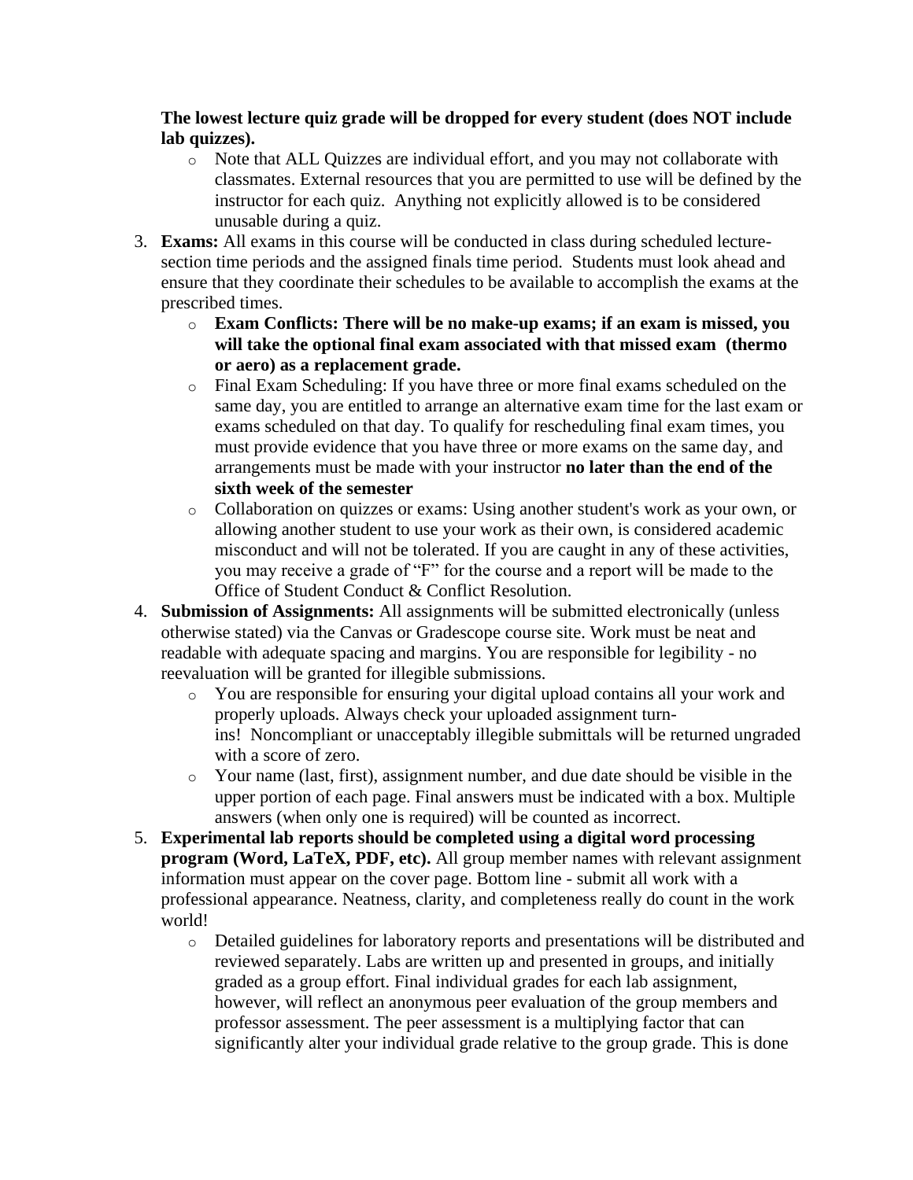**The lowest lecture quiz grade will be dropped for every student (does NOT include lab quizzes).**

- Note that ALL Quizzes are individual effort, and you may not collaborate with classmates. External resources that you are permitted to use will be defined by the instructor for each quiz. Anything not explicitly allowed is to be considered unusable during a quiz.

3. **Exams:** All exams in this course will be conducted in class during scheduled lecture-section time periods and the assigned finals time period. Students must look ahead and ensure that they coordinate their schedules to be available to accomplish the exams at the prescribed times.
   - **Exam Conflicts: There will be no make-up exams; if an exam is missed, you will take the optional final exam associated with that missed exam (thermo or aero) as a replacement grade.**
   - Final Exam Scheduling: If you have three or more final exams scheduled on the same day, you are entitled to arrange an alternative exam time for the last exam or exams scheduled on that day. To qualify for rescheduling final exam times, you must provide evidence that you have three or more exams on the same day, and arrangements must be made with your instructor **no later than the end of the sixth week of the semester**
   - Collaboration on quizzes or exams: Using another student's work as your own, or allowing another student to use your work as their own, is considered academic misconduct and will not be tolerated. If you are caught in any of these activities, you may receive a grade of "F" for the course and a report will be made to the Office of Student Conduct & Conflict Resolution.
4. **Submission of Assignments:** All assignments will be submitted electronically (unless otherwise stated) via the Canvas or Gradescope course site. Work must be neat and readable with adequate spacing and margins. You are responsible for legibility - no reevaluation will be granted for illegible submissions.
   - You are responsible for ensuring your digital upload contains all your work and properly uploads. Always check your uploaded assignment turn-ins! Noncompliant or unacceptably illegible submittals will be returned ungraded with a score of zero.
   - Your name (last, first), assignment number, and due date should be visible in the upper portion of each page. Final answers must be indicated with a box. Multiple answers (when only one is required) will be counted as incorrect.
5. **Experimental lab reports should be completed using a digital word processing program (Word, LaTeX, PDF, etc).** All group member names with relevant assignment information must appear on the cover page. Bottom line - submit all work with a professional appearance. Neatness, clarity, and completeness really do count in the work world!
   - Detailed guidelines for laboratory reports and presentations will be distributed and reviewed separately. Labs are written up and presented in groups, and initially graded as a group effort. Final individual grades for each lab assignment, however, will reflect an anonymous peer evaluation of the group members and professor assessment. The peer assessment is a multiplying factor that can significantly alter your individual grade relative to the group grade. This is done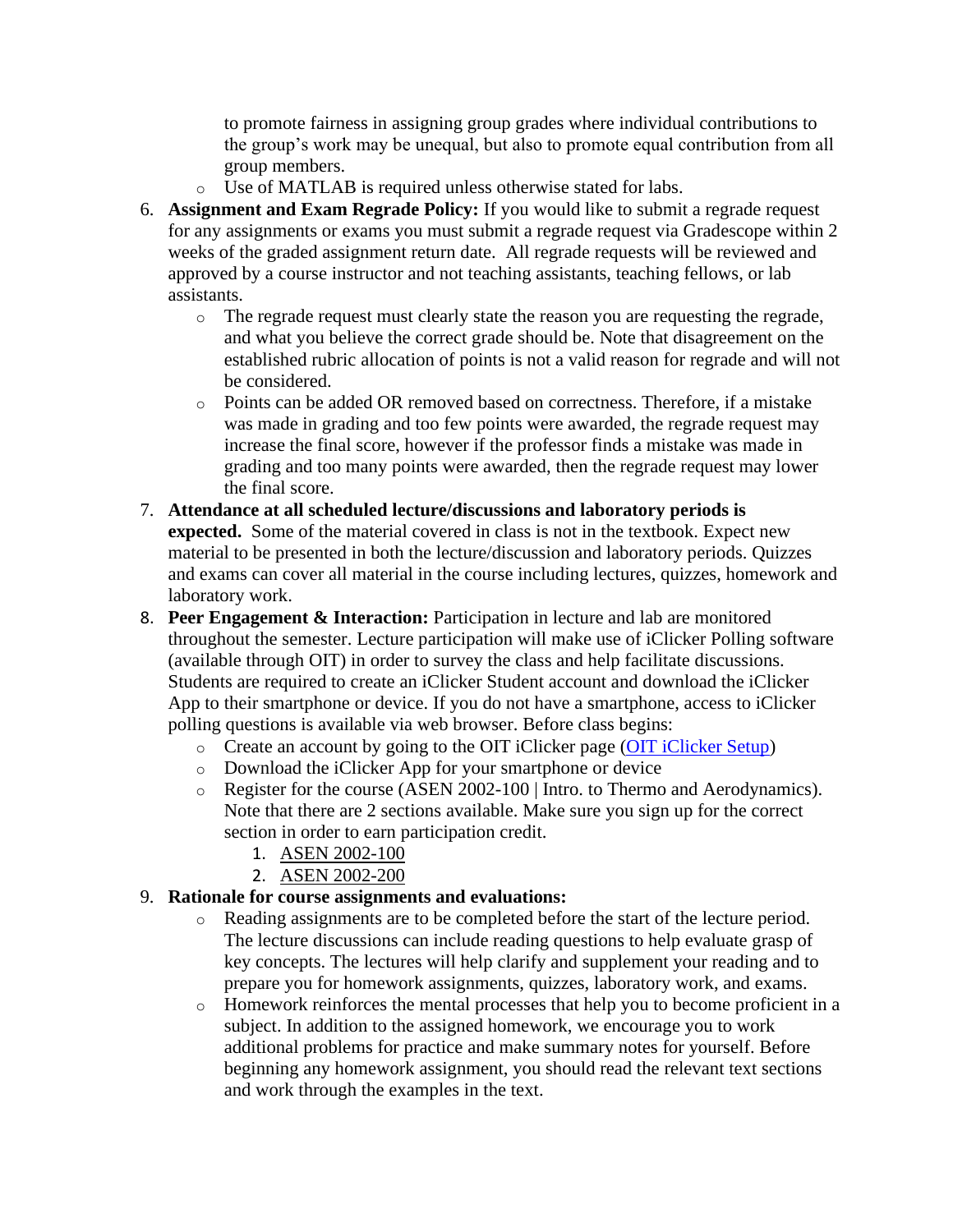to promote fairness in assigning group grades where individual contributions to the group's work may be unequal, but also to promote equal contribution from all group members.

   - Use of MATLAB is required unless otherwise stated for labs.

6. **Assignment and Exam Regrade Policy:** If you would like to submit a regrade request for any assignments or exams you must submit a regrade request via Gradescope within 2 weeks of the graded assignment return date. All regrade requests will be reviewed and approved by a course instructor and not teaching assistants, teaching fellows, or lab assistants.
   - The regrade request must clearly state the reason you are requesting the regrade, and what you believe the correct grade should be. Note that disagreement on the established rubric allocation of points is not a valid reason for regrade and will not be considered.
   - Points can be added OR removed based on correctness. Therefore, if a mistake was made in grading and too few points were awarded, the regrade request may increase the final score, however if the professor finds a mistake was made in grading and too many points were awarded, then the regrade request may lower the final score.
7. **Attendance at all scheduled lecture/discussions and laboratory periods is expected.** Some of the material covered in class is not in the textbook. Expect new material to be presented in both the lecture/discussion and laboratory periods. Quizzes and exams can cover all material in the course including lectures, quizzes, homework and laboratory work.
8. **Peer Engagement & Interaction:** Participation in lecture and lab are monitored throughout the semester. Lecture participation will make use of iClicker Polling software (available through OIT) in order to survey the class and help facilitate discussions. Students are required to create an iClicker Student account and download the iClicker App to their smartphone or device. If you do not have a smartphone, access to iClicker polling questions is available via web browser. Before class begins:
   - Create an account by going to the OIT iClicker page (OIT iClicker Setup)
   - Download the iClicker App for your smartphone or device
   - Register for the course (ASEN 2002-100 | Intro. to Thermo and Aerodynamics). Note that there are 2 sections available. Make sure you sign up for the correct section in order to earn participation credit.
     1. ASEN 2002-100
     2. ASEN 2002-200
9. **Rationale for course assignments and evaluations:**
   - Reading assignments are to be completed before the start of the lecture period. The lecture discussions can include reading questions to help evaluate grasp of key concepts. The lectures will help clarify and supplement your reading and to prepare you for homework assignments, quizzes, laboratory work, and exams.
   - Homework reinforces the mental processes that help you to become proficient in a subject. In addition to the assigned homework, we encourage you to work additional problems for practice and make summary notes for yourself. Before beginning any homework assignment, you should read the relevant text sections and work through the examples in the text.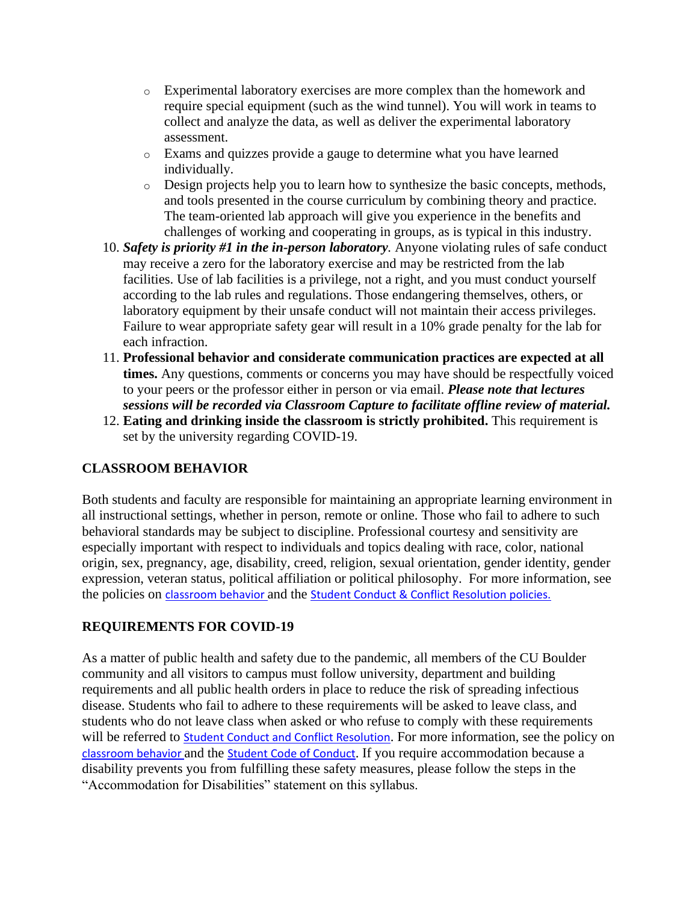- Experimental laboratory exercises are more complex than the homework and require special equipment (such as the wind tunnel). You will work in teams to collect and analyze the data, as well as deliver the experimental laboratory assessment.
   - Exams and quizzes provide a gauge to determine what you have learned individually.
   - Design projects help you to learn how to synthesize the basic concepts, methods, and tools presented in the course curriculum by combining theory and practice. The team-oriented lab approach will give you experience in the benefits and challenges of working and cooperating in groups, as is typical in this industry.

10. ***Safety is priority #1 in the in-person laboratory.*** Anyone violating rules of safe conduct may receive a zero for the laboratory exercise and may be restricted from the lab facilities. Use of lab facilities is a privilege, not a right, and you must conduct yourself according to the lab rules and regulations. Those endangering themselves, others, or laboratory equipment by their unsafe conduct will not maintain their access privileges. Failure to wear appropriate safety gear will result in a 10% grade penalty for the lab for each infraction.
11. **Professional behavior and considerate communication practices are expected at all times.** Any questions, comments or concerns you may have should be respectfully voiced to your peers or the professor either in person or via email. ***Please note that lectures sessions will be recorded via Classroom Capture to facilitate offline review of material.***
12. **Eating and drinking inside the classroom is strictly prohibited.** This requirement is set by the university regarding COVID-19.

## CLASSROOM BEHAVIOR

Both students and faculty are responsible for maintaining an appropriate learning environment in all instructional settings, whether in person, remote or online. Those who fail to adhere to such behavioral standards may be subject to discipline. Professional courtesy and sensitivity are especially important with respect to individuals and topics dealing with race, color, national origin, sex, pregnancy, age, disability, creed, religion, sexual orientation, gender identity, gender expression, veteran status, political affiliation or political philosophy. For more information, see the policies on classroom behavior and the Student Conduct & Conflict Resolution policies.

## REQUIREMENTS FOR COVID-19

As a matter of public health and safety due to the pandemic, all members of the CU Boulder community and all visitors to campus must follow university, department and building requirements and all public health orders in place to reduce the risk of spreading infectious disease. Students who fail to adhere to these requirements will be asked to leave class, and students who do not leave class when asked or who refuse to comply with these requirements will be referred to Student Conduct and Conflict Resolution. For more information, see the policy on classroom behavior and the Student Code of Conduct. If you require accommodation because a disability prevents you from fulfilling these safety measures, please follow the steps in the "Accommodation for Disabilities" statement on this syllabus.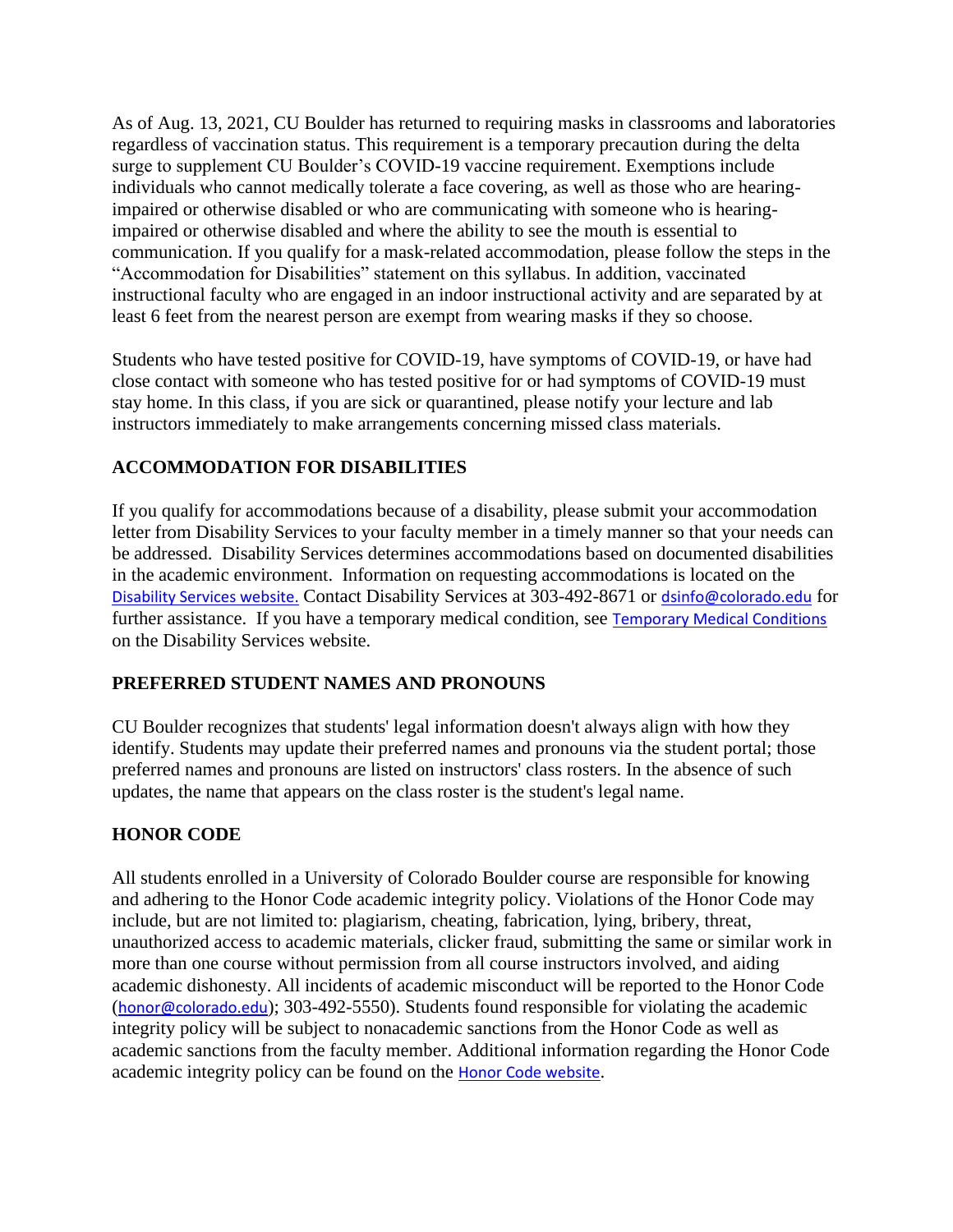As of Aug. 13, 2021, CU Boulder has returned to requiring masks in classrooms and laboratories regardless of vaccination status. This requirement is a temporary precaution during the delta surge to supplement CU Boulder's COVID-19 vaccine requirement. Exemptions include individuals who cannot medically tolerate a face covering, as well as those who are hearing-impaired or otherwise disabled or who are communicating with someone who is hearing-impaired or otherwise disabled and where the ability to see the mouth is essential to communication. If you qualify for a mask-related accommodation, please follow the steps in the "Accommodation for Disabilities" statement on this syllabus. In addition, vaccinated instructional faculty who are engaged in an indoor instructional activity and are separated by at least 6 feet from the nearest person are exempt from wearing masks if they so choose.

Students who have tested positive for COVID-19, have symptoms of COVID-19, or have had close contact with someone who has tested positive for or had symptoms of COVID-19 must stay home. In this class, if you are sick or quarantined, please notify your lecture and lab instructors immediately to make arrangements concerning missed class materials.

## ACCOMMODATION FOR DISABILITIES

If you qualify for accommodations because of a disability, please submit your accommodation letter from Disability Services to your faculty member in a timely manner so that your needs can be addressed. Disability Services determines accommodations based on documented disabilities in the academic environment. Information on requesting accommodations is located on the Disability Services website. Contact Disability Services at 303-492-8671 or dsinfo@colorado.edu for further assistance. If you have a temporary medical condition, see Temporary Medical Conditions on the Disability Services website.

## PREFERRED STUDENT NAMES AND PRONOUNS

CU Boulder recognizes that students' legal information doesn't always align with how they identify. Students may update their preferred names and pronouns via the student portal; those preferred names and pronouns are listed on instructors' class rosters. In the absence of such updates, the name that appears on the class roster is the student's legal name.

## HONOR CODE

All students enrolled in a University of Colorado Boulder course are responsible for knowing and adhering to the Honor Code academic integrity policy. Violations of the Honor Code may include, but are not limited to: plagiarism, cheating, fabrication, lying, bribery, threat, unauthorized access to academic materials, clicker fraud, submitting the same or similar work in more than one course without permission from all course instructors involved, and aiding academic dishonesty. All incidents of academic misconduct will be reported to the Honor Code (honor@colorado.edu); 303-492-5550). Students found responsible for violating the academic integrity policy will be subject to nonacademic sanctions from the Honor Code as well as academic sanctions from the faculty member. Additional information regarding the Honor Code academic integrity policy can be found on the Honor Code website.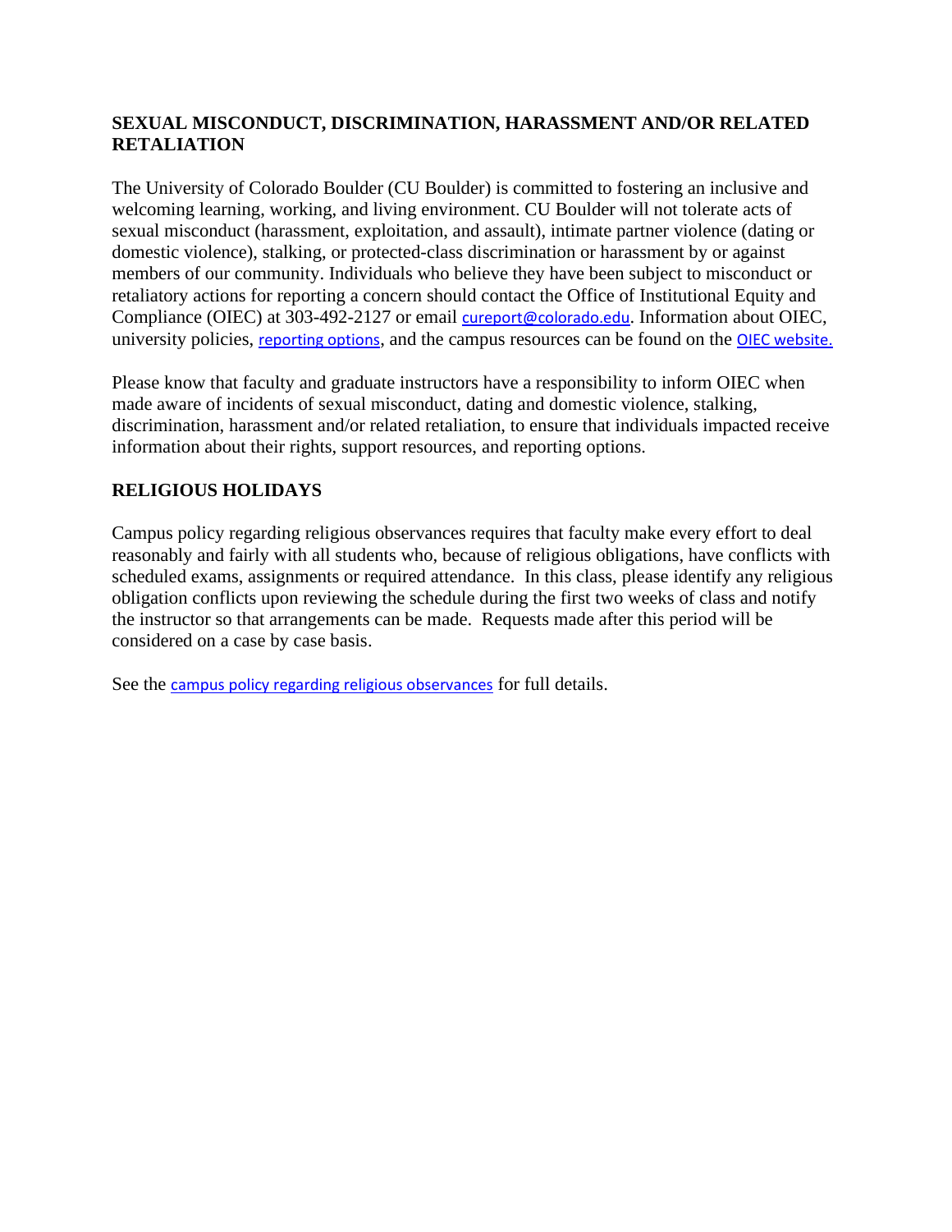## SEXUAL MISCONDUCT, DISCRIMINATION, HARASSMENT AND/OR RELATED RETALIATION

The University of Colorado Boulder (CU Boulder) is committed to fostering an inclusive and welcoming learning, working, and living environment. CU Boulder will not tolerate acts of sexual misconduct (harassment, exploitation, and assault), intimate partner violence (dating or domestic violence), stalking, or protected-class discrimination or harassment by or against members of our community. Individuals who believe they have been subject to misconduct or retaliatory actions for reporting a concern should contact the Office of Institutional Equity and Compliance (OIEC) at 303-492-2127 or email cureport@colorado.edu. Information about OIEC, university policies, reporting options, and the campus resources can be found on the OIEC website.

Please know that faculty and graduate instructors have a responsibility to inform OIEC when made aware of incidents of sexual misconduct, dating and domestic violence, stalking, discrimination, harassment and/or related retaliation, to ensure that individuals impacted receive information about their rights, support resources, and reporting options.

## RELIGIOUS HOLIDAYS

Campus policy regarding religious observances requires that faculty make every effort to deal reasonably and fairly with all students who, because of religious obligations, have conflicts with scheduled exams, assignments or required attendance. In this class, please identify any religious obligation conflicts upon reviewing the schedule during the first two weeks of class and notify the instructor so that arrangements can be made. Requests made after this period will be considered on a case by case basis.

See the campus policy regarding religious observances for full details.